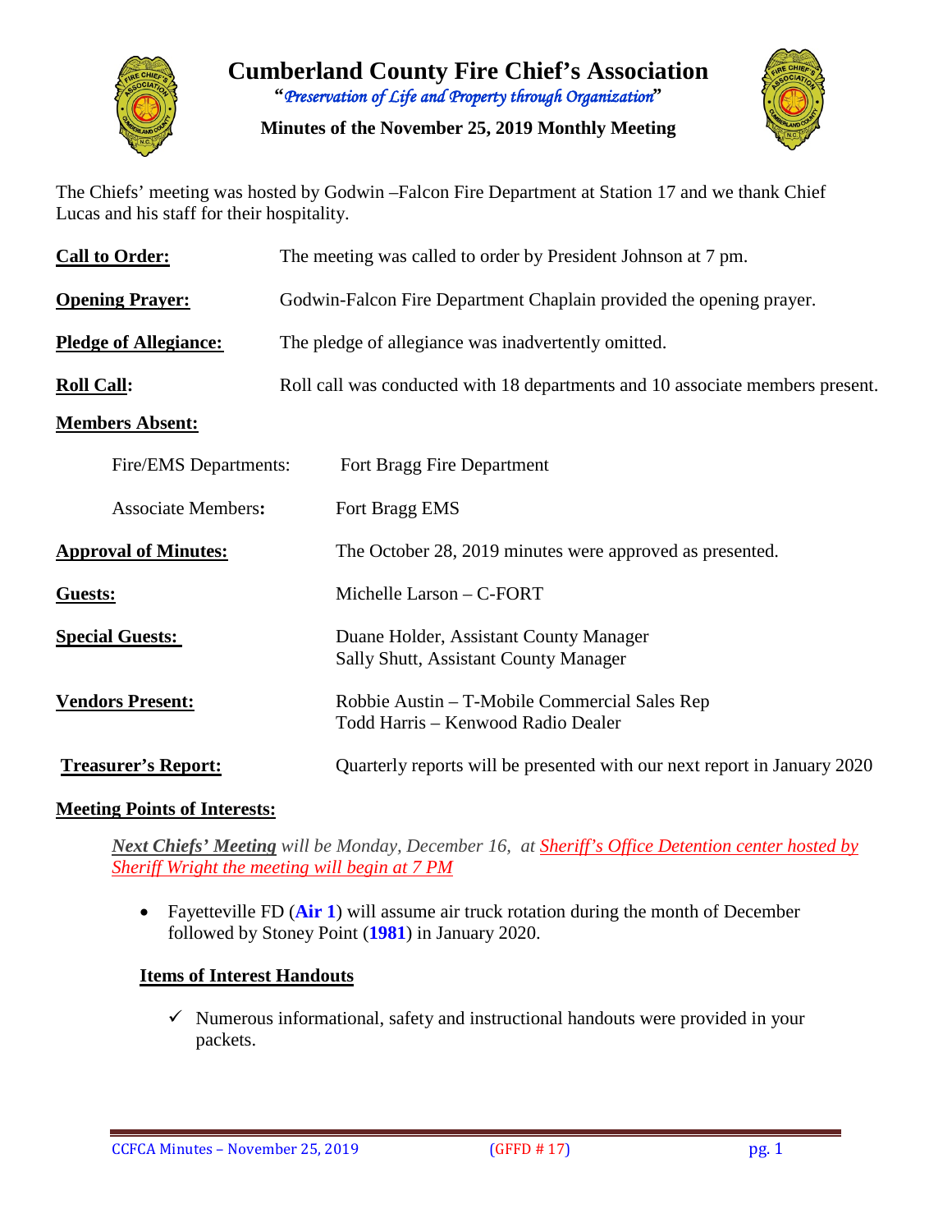# Cumberland County Fire Chief's Association

*"Preservation of Life and Property through Organization"*

**Minutes of the November 25, 2019 Monthly Meeting**

The Chiefs' meeting was hosted by Godwin –Falcon Fire Department at Station 17 and we thank Chief Lucas and his staff for their hospitality.

**Call to Order:** The meeting was called to order by President Johnson at 7 pm.

**Opening Prayer:** Godwin-Falcon Fire Department Chaplain provided the opening prayer.

**Pledge of Allegiance:** The pledge of allegiance was inadvertently omitted.

**Roll Call:** Roll call was conducted with 18 departments and 10 associate members present.

**Members Absent:**

Fire/EMS Departments: Fort Bragg Fire Department

Associate Members: Fort Bragg EMS

**Approval of Minutes:** The October 28, 2019 minutes were approved as presented.

**Guests:** Michelle Larson – C-FORT

**Special Guests:**
Duane Holder, Assistant County Manager
Sally Shutt, Assistant County Manager

**Vendors Present:**
Robbie Austin – T-Mobile Commercial Sales Rep
Todd Harris – Kenwood Radio Dealer

**Treasurer's Report:** Quarterly reports will be presented with our next report in January 2020

**Meeting Points of Interests:**

***Next Chiefs' Meeting*** *will be Monday, December 16, at Sheriff's Office Detention center hosted by Sheriff Wright the meeting will begin at 7 PM*

- Fayetteville FD (**Air 1**) will assume air truck rotation during the month of December followed by Stoney Point (**1981**) in January 2020.

**Items of Interest Handouts**

- ✓ Numerous informational, safety and instructional handouts were provided in your packets.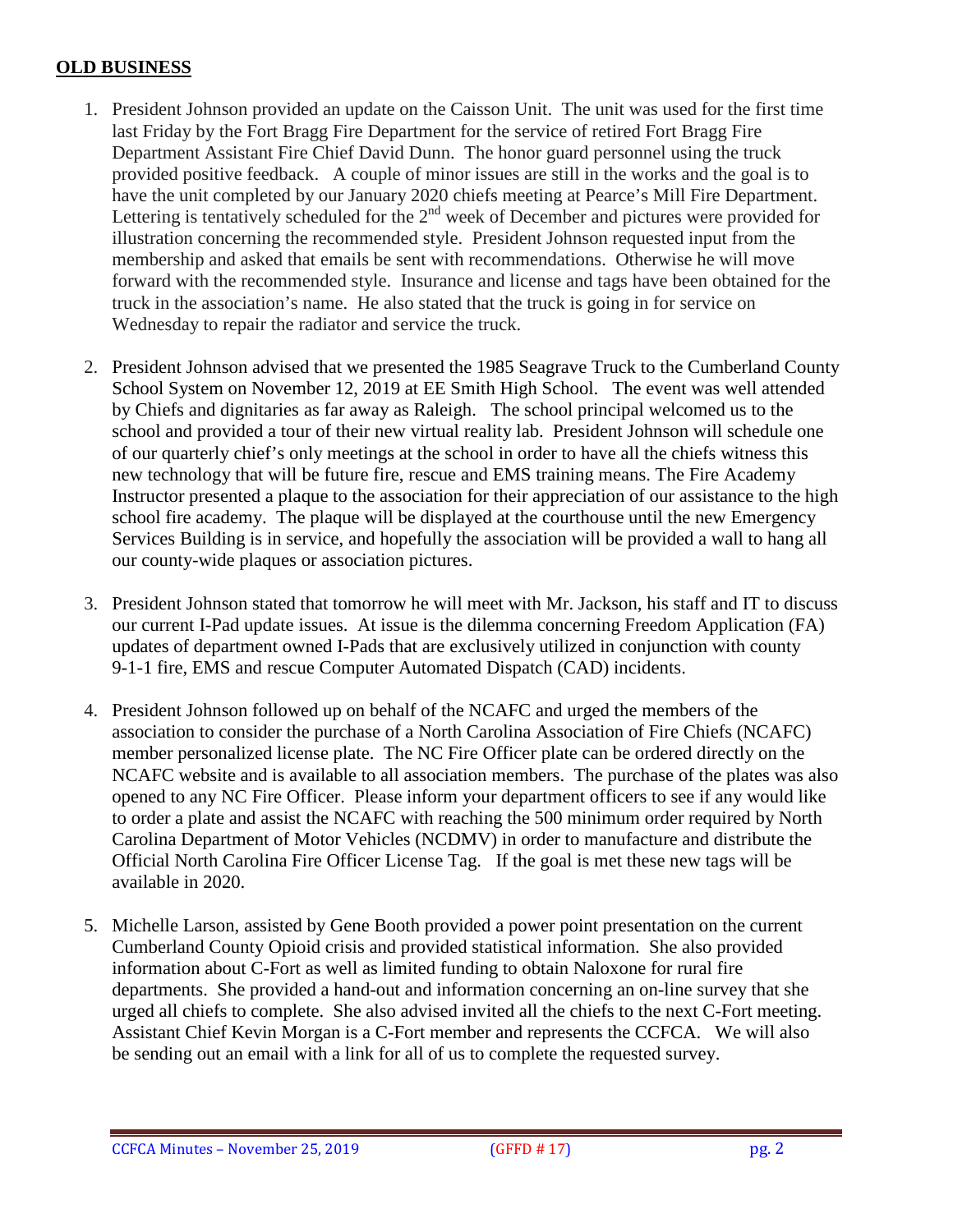## **OLD BUSINESS**

1. President Johnson provided an update on the Caisson Unit. The unit was used for the first time last Friday by the Fort Bragg Fire Department for the service of retired Fort Bragg Fire Department Assistant Fire Chief David Dunn. The honor guard personnel using the truck provided positive feedback. A couple of minor issues are still in the works and the goal is to have the unit completed by our January 2020 chiefs meeting at Pearce's Mill Fire Department. Lettering is tentatively scheduled for the 2nd week of December and pictures were provided for illustration concerning the recommended style. President Johnson requested input from the membership and asked that emails be sent with recommendations. Otherwise he will move forward with the recommended style. Insurance and license and tags have been obtained for the truck in the association's name. He also stated that the truck is going in for service on Wednesday to repair the radiator and service the truck.

2. President Johnson advised that we presented the 1985 Seagrave Truck to the Cumberland County School System on November 12, 2019 at EE Smith High School. The event was well attended by Chiefs and dignitaries as far away as Raleigh. The school principal welcomed us to the school and provided a tour of their new virtual reality lab. President Johnson will schedule one of our quarterly chief's only meetings at the school in order to have all the chiefs witness this new technology that will be future fire, rescue and EMS training means. The Fire Academy Instructor presented a plaque to the association for their appreciation of our assistance to the high school fire academy. The plaque will be displayed at the courthouse until the new Emergency Services Building is in service, and hopefully the association will be provided a wall to hang all our county-wide plaques or association pictures.

3. President Johnson stated that tomorrow he will meet with Mr. Jackson, his staff and IT to discuss our current I-Pad update issues. At issue is the dilemma concerning Freedom Application (FA) updates of department owned I-Pads that are exclusively utilized in conjunction with county 9-1-1 fire, EMS and rescue Computer Automated Dispatch (CAD) incidents.

4. President Johnson followed up on behalf of the NCAFC and urged the members of the association to consider the purchase of a North Carolina Association of Fire Chiefs (NCAFC) member personalized license plate. The NC Fire Officer plate can be ordered directly on the NCAFC website and is available to all association members. The purchase of the plates was also opened to any NC Fire Officer. Please inform your department officers to see if any would like to order a plate and assist the NCAFC with reaching the 500 minimum order required by North Carolina Department of Motor Vehicles (NCDMV) in order to manufacture and distribute the Official North Carolina Fire Officer License Tag. If the goal is met these new tags will be available in 2020.

5. Michelle Larson, assisted by Gene Booth provided a power point presentation on the current Cumberland County Opioid crisis and provided statistical information. She also provided information about C-Fort as well as limited funding to obtain Naloxone for rural fire departments. She provided a hand-out and information concerning an on-line survey that she urged all chiefs to complete. She also advised invited all the chiefs to the next C-Fort meeting. Assistant Chief Kevin Morgan is a C-Fort member and represents the CCFCA. We will also be sending out an email with a link for all of us to complete the requested survey.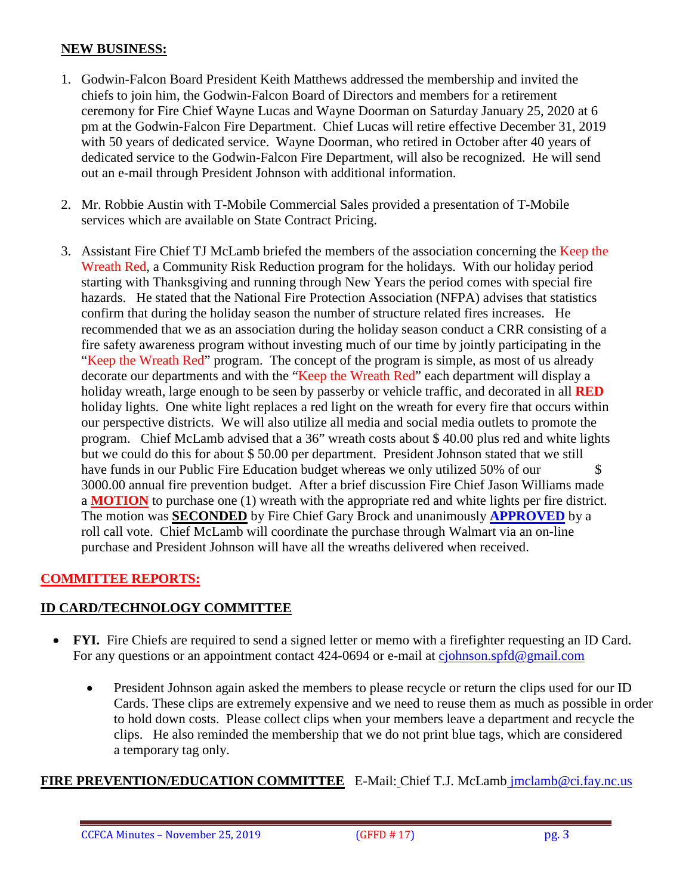## NEW BUSINESS:

1. Godwin-Falcon Board President Keith Matthews addressed the membership and invited the chiefs to join him, the Godwin-Falcon Board of Directors and members for a retirement ceremony for Fire Chief Wayne Lucas and Wayne Doorman on Saturday January 25, 2020 at 6 pm at the Godwin-Falcon Fire Department. Chief Lucas will retire effective December 31, 2019 with 50 years of dedicated service. Wayne Doorman, who retired in October after 40 years of dedicated service to the Godwin-Falcon Fire Department, will also be recognized. He will send out an e-mail through President Johnson with additional information.

2. Mr. Robbie Austin with T-Mobile Commercial Sales provided a presentation of T-Mobile services which are available on State Contract Pricing.

3. Assistant Fire Chief TJ McLamb briefed the members of the association concerning the Keep the Wreath Red, a Community Risk Reduction program for the holidays. With our holiday period starting with Thanksgiving and running through New Years the period comes with special fire hazards. He stated that the National Fire Protection Association (NFPA) advises that statistics confirm that during the holiday season the number of structure related fires increases. He recommended that we as an association during the holiday season conduct a CRR consisting of a fire safety awareness program without investing much of our time by jointly participating in the "Keep the Wreath Red" program. The concept of the program is simple, as most of us already decorate our departments and with the "Keep the Wreath Red" each department will display a holiday wreath, large enough to be seen by passerby or vehicle traffic, and decorated in all **RED** holiday lights. One white light replaces a red light on the wreath for every fire that occurs within our perspective districts. We will also utilize all media and social media outlets to promote the program. Chief McLamb advised that a 36" wreath costs about $ 40.00 plus red and white lights but we could do this for about $ 50.00 per department. President Johnson stated that we still have funds in our Public Fire Education budget whereas we only utilized 50% of our $ 3000.00 annual fire prevention budget. After a brief discussion Fire Chief Jason Williams made a **MOTION** to purchase one (1) wreath with the appropriate red and white lights per fire district. The motion was **SECONDED** by Fire Chief Gary Brock and unanimously **APPROVED** by a roll call vote. Chief McLamb will coordinate the purchase through Walmart via an on-line purchase and President Johnson will have all the wreaths delivered when received.

## COMMITTEE REPORTS:

### ID CARD/TECHNOLOGY COMMITTEE

- **FYI.** Fire Chiefs are required to send a signed letter or memo with a firefighter requesting an ID Card. For any questions or an appointment contact 424-0694 or e-mail at cjohnson.spfd@gmail.com
  - President Johnson again asked the members to please recycle or return the clips used for our ID Cards. These clips are extremely expensive and we need to reuse them as much as possible in order to hold down costs. Please collect clips when your members leave a department and recycle the clips. He also reminded the membership that we do not print blue tags, which are considered a temporary tag only.

### FIRE PREVENTION/EDUCATION COMMITTEE

E-Mail: Chief T.J. McLamb jmclamb@ci.fay.nc.us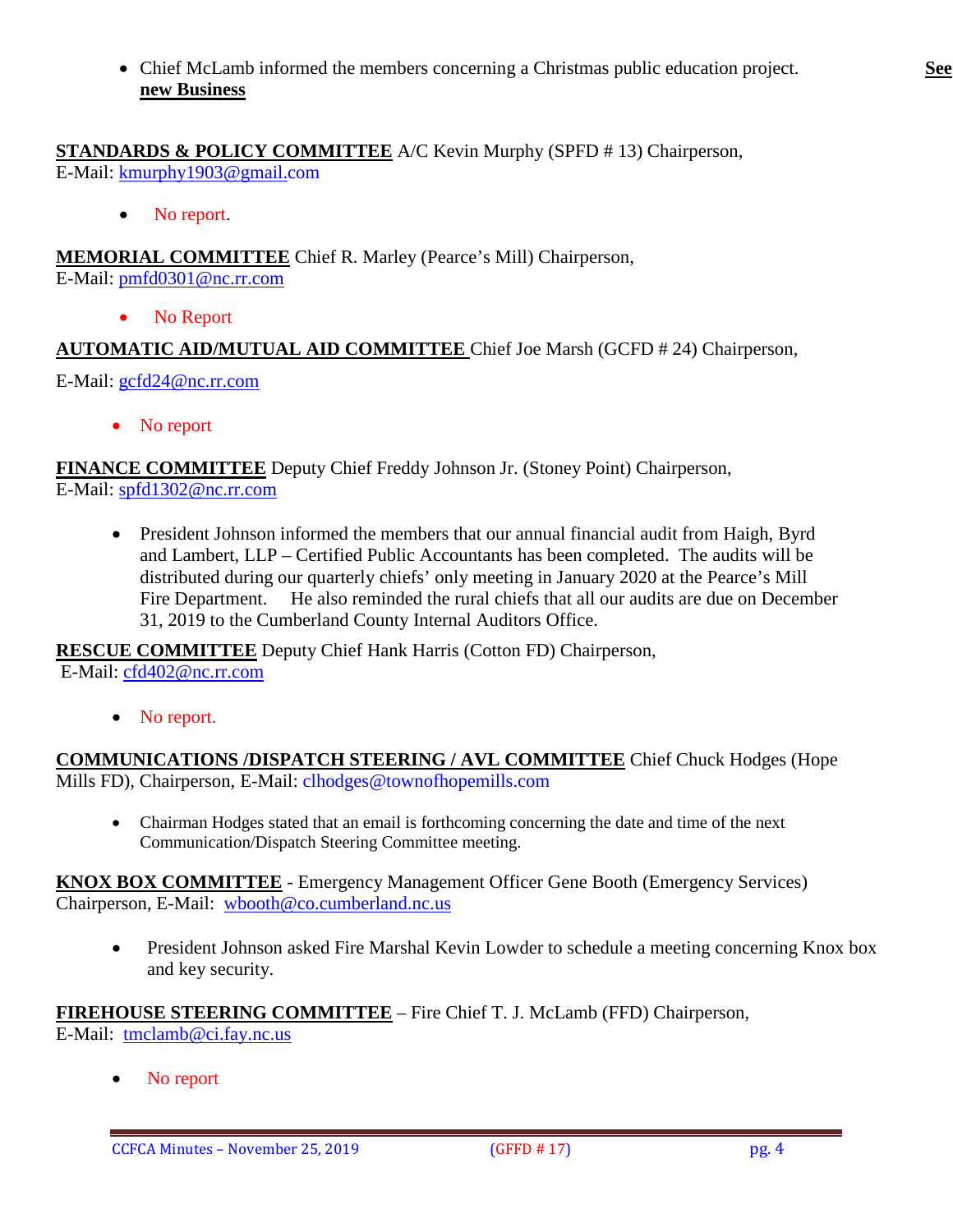- Chief McLamb informed the members concerning a Christmas public education project. **See new Business**

**STANDARDS & POLICY COMMITTEE** A/C Kevin Murphy (SPFD # 13) Chairperson, E-Mail: kmurphy1903@gmail.com

- No report.

**MEMORIAL COMMITTEE** Chief R. Marley (Pearce's Mill) Chairperson, E-Mail: pmfd0301@nc.rr.com

- No Report

**AUTOMATIC AID/MUTUAL AID COMMITTEE** Chief Joe Marsh (GCFD # 24) Chairperson,

E-Mail: gcfd24@nc.rr.com

- No report

**FINANCE COMMITTEE** Deputy Chief Freddy Johnson Jr. (Stoney Point) Chairperson, E-Mail: spfd1302@nc.rr.com

- President Johnson informed the members that our annual financial audit from Haigh, Byrd and Lambert, LLP – Certified Public Accountants has been completed. The audits will be distributed during our quarterly chiefs' only meeting in January 2020 at the Pearce's Mill Fire Department. He also reminded the rural chiefs that all our audits are due on December 31, 2019 to the Cumberland County Internal Auditors Office.

**RESCUE COMMITTEE** Deputy Chief Hank Harris (Cotton FD) Chairperson, E-Mail: cfd402@nc.rr.com

- No report.

**COMMUNICATIONS /DISPATCH STEERING / AVL COMMITTEE** Chief Chuck Hodges (Hope Mills FD), Chairperson, E-Mail: clhodges@townofhopemills.com

- Chairman Hodges stated that an email is forthcoming concerning the date and time of the next Communication/Dispatch Steering Committee meeting.

**KNOX BOX COMMITTEE** - Emergency Management Officer Gene Booth (Emergency Services) Chairperson, E-Mail: wbooth@co.cumberland.nc.us

- President Johnson asked Fire Marshal Kevin Lowder to schedule a meeting concerning Knox box and key security.

**FIREHOUSE STEERING COMMITTEE** – Fire Chief T. J. McLamb (FFD) Chairperson, E-Mail: tmclamb@ci.fay.nc.us

- No report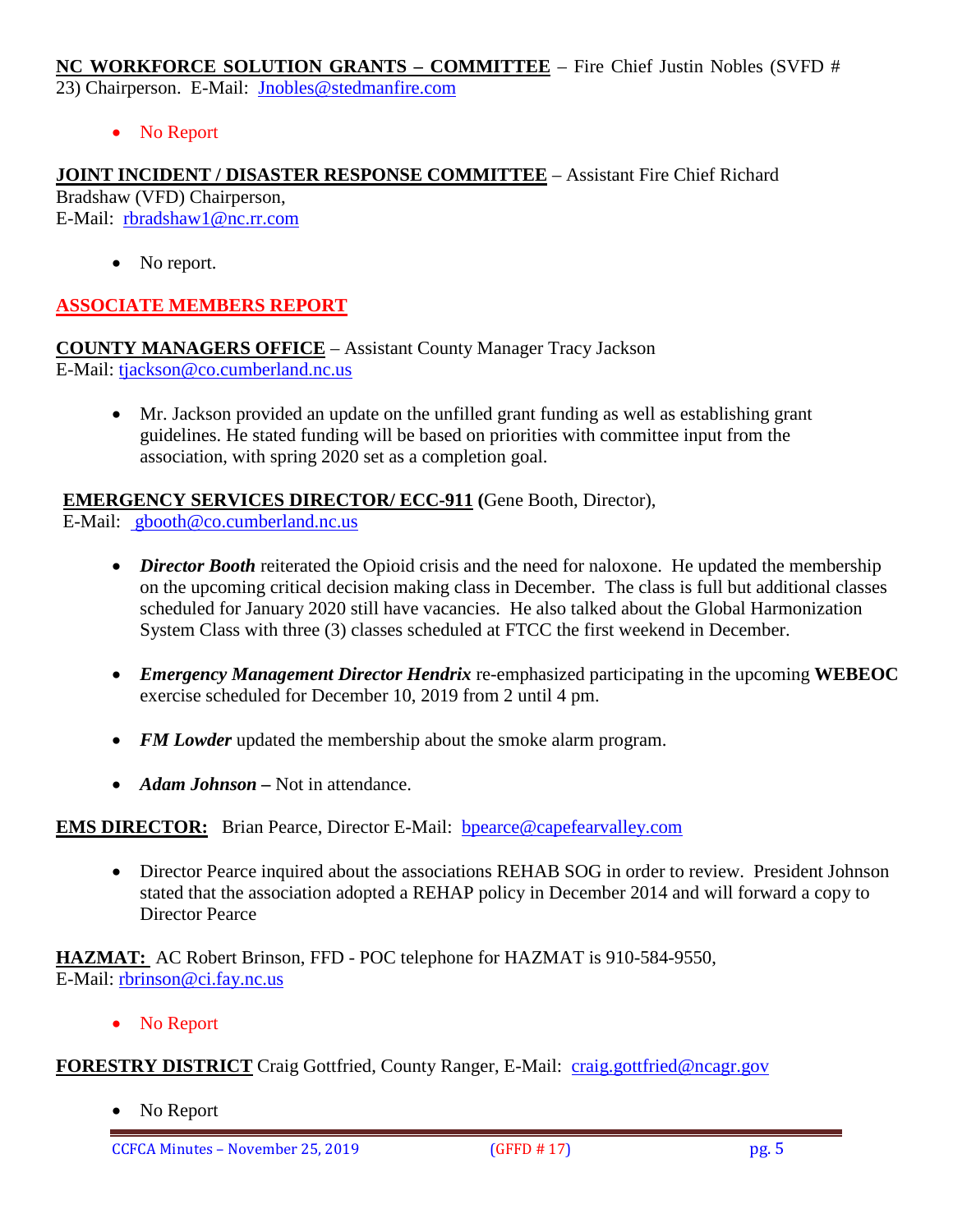**NC WORKFORCE SOLUTION GRANTS – COMMITTEE** – Fire Chief Justin Nobles (SVFD # 23) Chairperson. E-Mail: Jnobles@stedmanfire.com

- No Report

**JOINT INCIDENT / DISASTER RESPONSE COMMITTEE** – Assistant Fire Chief Richard Bradshaw (VFD) Chairperson,
E-Mail: rbradshaw1@nc.rr.com

- No report.

## ASSOCIATE MEMBERS REPORT

**COUNTY MANAGERS OFFICE** – Assistant County Manager Tracy Jackson
E-Mail: tjackson@co.cumberland.nc.us

- Mr. Jackson provided an update on the unfilled grant funding as well as establishing grant guidelines. He stated funding will be based on priorities with committee input from the association, with spring 2020 set as a completion goal.

**EMERGENCY SERVICES DIRECTOR/ ECC-911 (**Gene Booth, Director),
E-Mail: gbooth@co.cumberland.nc.us

- ***Director Booth*** reiterated the Opioid crisis and the need for naloxone. He updated the membership on the upcoming critical decision making class in December. The class is full but additional classes scheduled for January 2020 still have vacancies. He also talked about the Global Harmonization System Class with three (3) classes scheduled at FTCC the first weekend in December.

- ***Emergency Management Director Hendrix*** re-emphasized participating in the upcoming **WEBEOC** exercise scheduled for December 10, 2019 from 2 until 4 pm.

- ***FM Lowder*** updated the membership about the smoke alarm program.

- ***Adam Johnson –*** Not in attendance.

**EMS DIRECTOR:** Brian Pearce, Director E-Mail: bpearce@capefearvalley.com

- Director Pearce inquired about the associations REHAB SOG in order to review. President Johnson stated that the association adopted a REHAP policy in December 2014 and will forward a copy to Director Pearce

**HAZMAT:** AC Robert Brinson, FFD - POC telephone for HAZMAT is 910-584-9550,
E-Mail: rbrinson@ci.fay.nc.us

- No Report

**FORESTRY DISTRICT** Craig Gottfried, County Ranger, E-Mail: craig.gottfried@ncagr.gov

- No Report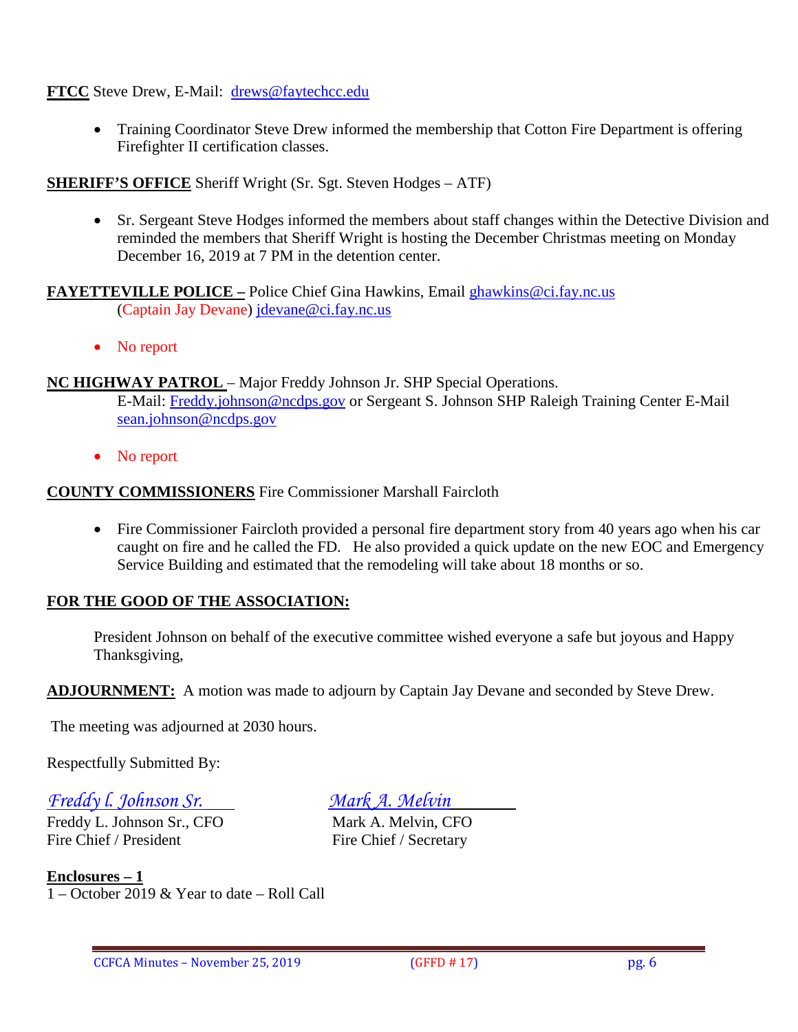**FTCC** Steve Drew, E-Mail: drews@faytechcc.edu

- Training Coordinator Steve Drew informed the membership that Cotton Fire Department is offering Firefighter II certification classes.

**SHERIFF'S OFFICE** Sheriff Wright (Sr. Sgt. Steven Hodges – ATF)

- Sr. Sergeant Steve Hodges informed the members about staff changes within the Detective Division and reminded the members that Sheriff Wright is hosting the December Christmas meeting on Monday December 16, 2019 at 7 PM in the detention center.

**FAYETTEVILLE POLICE –** Police Chief Gina Hawkins, Email ghawkins@ci.fay.nc.us
(Captain Jay Devane) jdevane@ci.fay.nc.us

- No report

**NC HIGHWAY PATROL** – Major Freddy Johnson Jr. SHP Special Operations.
E-Mail: Freddy.johnson@ncdps.gov or Sergeant S. Johnson SHP Raleigh Training Center E-Mail sean.johnson@ncdps.gov

- No report

**COUNTY COMMISSIONERS** Fire Commissioner Marshall Faircloth

- Fire Commissioner Faircloth provided a personal fire department story from 40 years ago when his car caught on fire and he called the FD. He also provided a quick update on the new EOC and Emergency Service Building and estimated that the remodeling will take about 18 months or so.

**FOR THE GOOD OF THE ASSOCIATION:**

President Johnson on behalf of the executive committee wished everyone a safe but joyous and Happy Thanksgiving,

**ADJOURNMENT:** A motion was made to adjourn by Captain Jay Devane and seconded by Steve Drew.

The meeting was adjourned at 2030 hours.

Respectfully Submitted By:

*Freddy L. Johnson Sr.*
Freddy L. Johnson Sr., CFO
Fire Chief / President

*Mark A. Melvin*
Mark A. Melvin, CFO
Fire Chief / Secretary

**Enclosures – 1**
1 – October 2019 & Year to date – Roll Call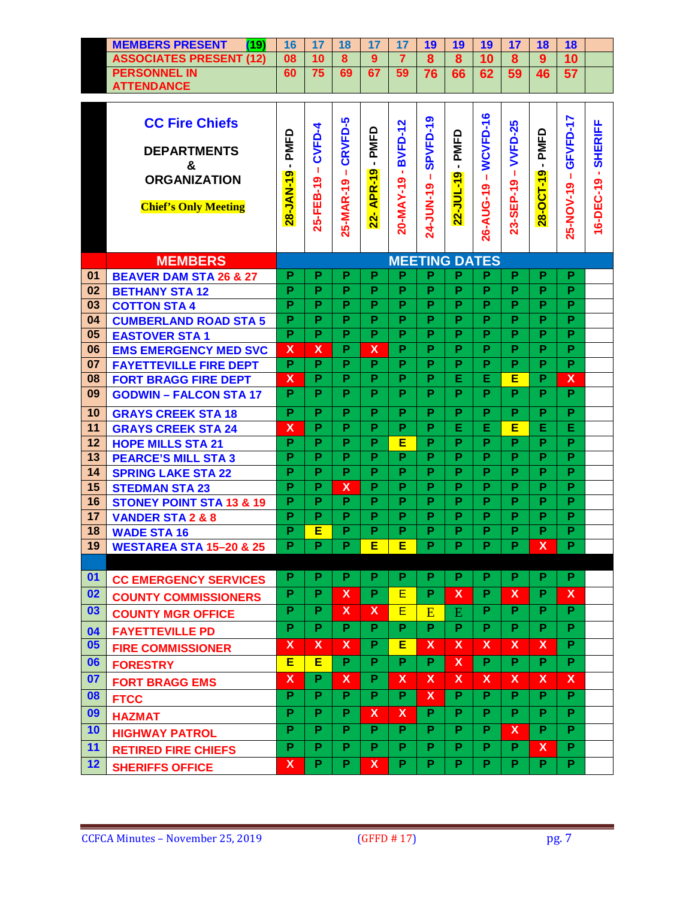| | | 28-JAN-19 - PMFD | 25-FEB-19 – CVFD-4 | 25-MAR-19 – CRVFD-5 | 22- APR-19 - PMFD | 20-MAY-19 - BVFD-12 | 24-JUN-19 – SPVFD-19 | 22-JUL-19 - PMFD | 26-AUG-19 – WCVFD-16 | 23-SEP-19 – VVFD-25 | 28-OCT-19 - PMFD | 25-NOV-19 – GFVFD-17 | 16-DEC-19 - SHERIFF |
|---|---|---|---|---|---|---|---|---|---|---|---|---|---|
| | MEMBERS PRESENT (19) | 16 | 17 | 18 | 17 | 17 | 19 | 19 | 19 | 17 | 18 | 18 | |
| | ASSOCIATES PRESENT (12) | 08 | 10 | 8 | 9 | 7 | 8 | 8 | 10 | 8 | 9 | 10 | |
| | PERSONNEL IN ATTENDANCE | 60 | 75 | 69 | 67 | 59 | 76 | 66 | 62 | 59 | 46 | 57 | |
| | **CC Fire Chiefs DEPARTMENTS & ORGANIZATION** Chief's Only Meeting | | | | | | | | | | | | |
| | **MEMBERS** | **MEETING DATES** | | | | | | | | | | | |
| 01 | BEAVER DAM STA 26 & 27 | P | P | P | P | P | P | P | P | P | P | P | |
| 02 | BETHANY STA 12 | P | P | P | P | P | P | P | P | P | P | P | |
| 03 | COTTON STA 4 | P | P | P | P | P | P | P | P | P | P | P | |
| 04 | CUMBERLAND ROAD STA 5 | P | P | P | P | P | P | P | P | P | P | P | |
| 05 | EASTOVER STA 1 | P | P | P | P | P | P | P | P | P | P | P | |
| 06 | EMS EMERGENCY MED SVC | X | X | P | X | P | P | P | P | P | P | P | |
| 07 | FAYETTEVILLE FIRE DEPT | P | P | P | P | P | P | P | P | P | P | P | |
| 08 | FORT BRAGG FIRE DEPT | X | P | P | P | P | P | E | E | E | P | X | |
| 09 | GODWIN – FALCON STA 17 | P | P | P | P | P | P | P | P | P | P | P | |
| 10 | GRAYS CREEK STA 18 | P | P | P | P | P | P | P | P | P | P | P | |
| 11 | GRAYS CREEK STA 24 | X | P | P | P | P | P | E | E | E | E | E | |
| 12 | HOPE MILLS STA 21 | P | P | P | P | E | P | P | P | P | P | P | |
| 13 | PEARCE'S MILL STA 3 | P | P | P | P | P | P | P | P | P | P | P | |
| 14 | SPRING LAKE STA 22 | P | P | P | P | P | P | P | P | P | P | P | |
| 15 | STEDMAN STA 23 | P | P | X | P | P | P | P | P | P | P | P | |
| 16 | STONEY POINT STA 13 & 19 | P | P | P | P | P | P | P | P | P | P | P | |
| 17 | VANDER STA 2 & 8 | P | P | P | P | P | P | P | P | P | P | P | |
| 18 | WADE STA 16 | P | E | P | P | P | P | P | P | P | P | P | |
| 19 | WESTAREA STA 15–20 & 25 | P | P | P | E | E | P | P | P | P | X | P | |
| | | | | | | | | | | | | | |
| 01 | CC EMERGENCY SERVICES | P | P | P | P | P | P | P | P | P | P | P | |
| 02 | COUNTY COMMISSIONERS | P | P | X | P | E | P | X | P | X | P | X | |
| 03 | COUNTY MGR OFFICE | P | P | X | X | E | E | E | P | P | P | P | |
| 04 | FAYETTEVILLE PD | P | P | P | P | P | P | P | P | P | P | P | |
| 05 | FIRE COMMISSIONER | X | X | X | P | E | X | X | X | X | X | P | |
| 06 | FORESTRY | E | E | P | P | P | P | X | P | P | P | P | |
| 07 | FORT BRAGG EMS | X | P | X | P | X | X | X | X | X | X | X | |
| 08 | FTCC | P | P | P | P | P | X | P | P | P | P | P | |
| 09 | HAZMAT | P | P | P | X | X | P | P | P | P | P | P | |
| 10 | HIGHWAY PATROL | P | P | P | P | P | P | P | P | X | P | P | |
| 11 | RETIRED FIRE CHIEFS | P | P | P | P | P | P | P | P | P | X | P | |
| 12 | SHERIFFS OFFICE | X | P | P | X | P | P | P | P | P | P | P | |

CCFCA Minutes – November 25, 2019 (GFFD # 17)